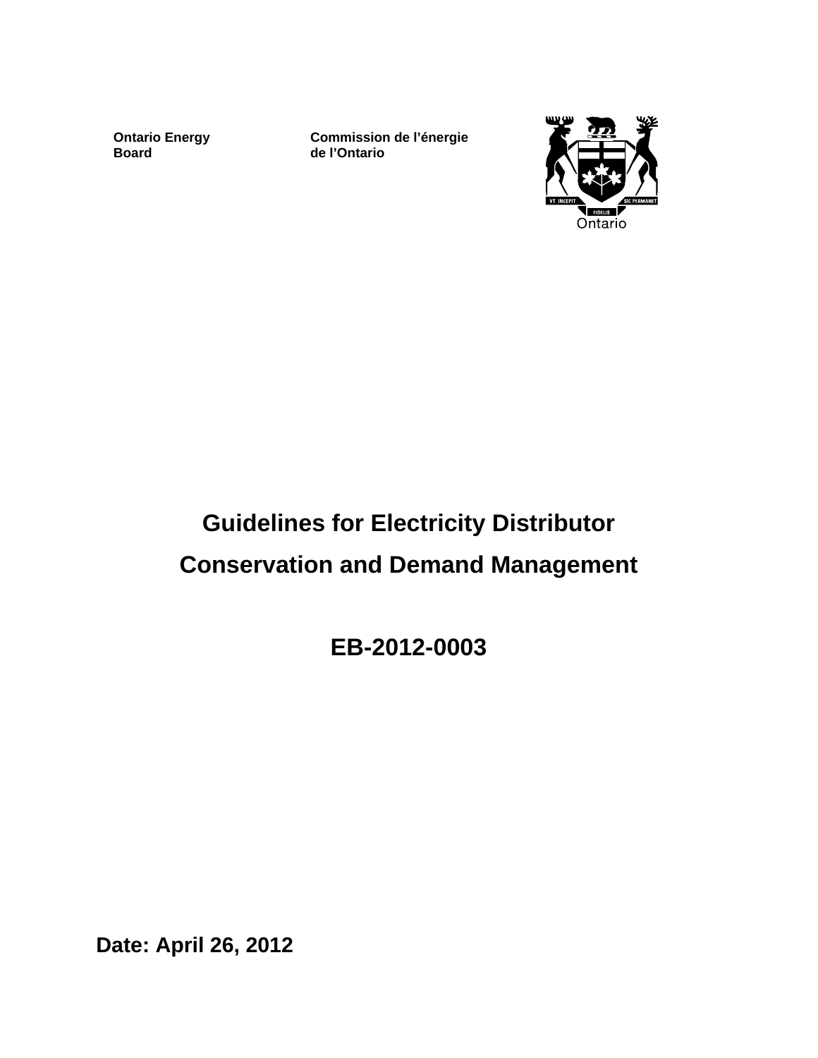**Ontario Energy Board**

**Commission de l'énergie de l'Ontario**

# Guidelines for Electricity Distributor Conservation and Demand Management

## EB-2012-0003

**Date: April 26, 2012**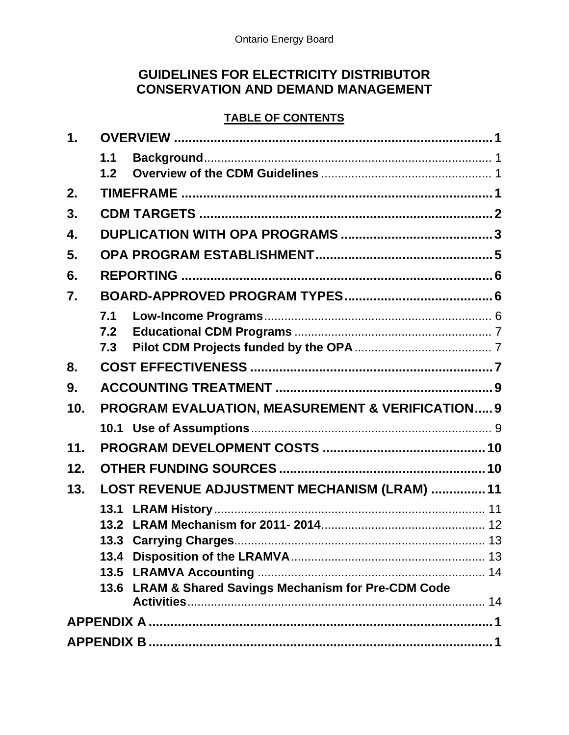# GUIDELINES FOR ELECTRICITY DISTRIBUTOR CONSERVATION AND DEMAND MANAGEMENT

## TABLE OF CONTENTS

**1. OVERVIEW** ..... 1

- **1.1 Background** ..... 1
- **1.2 Overview of the CDM Guidelines** ..... 1

**2. TIMEFRAME** ..... 1

**3. CDM TARGETS** ..... 2

**4. DUPLICATION WITH OPA PROGRAMS** ..... 3

**5. OPA PROGRAM ESTABLISHMENT** ..... 5

**6. REPORTING** ..... 6

**7. BOARD-APPROVED PROGRAM TYPES** ..... 6

- **7.1 Low-Income Programs** ..... 6
- **7.2 Educational CDM Programs** ..... 7
- **7.3 Pilot CDM Projects funded by the OPA** ..... 7

**8. COST EFFECTIVENESS** ..... 7

**9. ACCOUNTING TREATMENT** ..... 9

**10. PROGRAM EVALUATION, MEASUREMENT & VERIFICATION** ..... 9

- **10.1 Use of Assumptions** ..... 9

**11. PROGRAM DEVELOPMENT COSTS** ..... 10

**12. OTHER FUNDING SOURCES** ..... 10

**13. LOST REVENUE ADJUSTMENT MECHANISM (LRAM)** ..... 11

- **13.1 LRAM History** ..... 11
- **13.2 LRAM Mechanism for 2011- 2014** ..... 12
- **13.3 Carrying Charges** ..... 13
- **13.4 Disposition of the LRAMVA** ..... 13
- **13.5 LRAMVA Accounting** ..... 14
- **13.6 LRAM & Shared Savings Mechanism for Pre-CDM Code Activities** ..... 14

**APPENDIX A** ..... 1

**APPENDIX B** ..... 1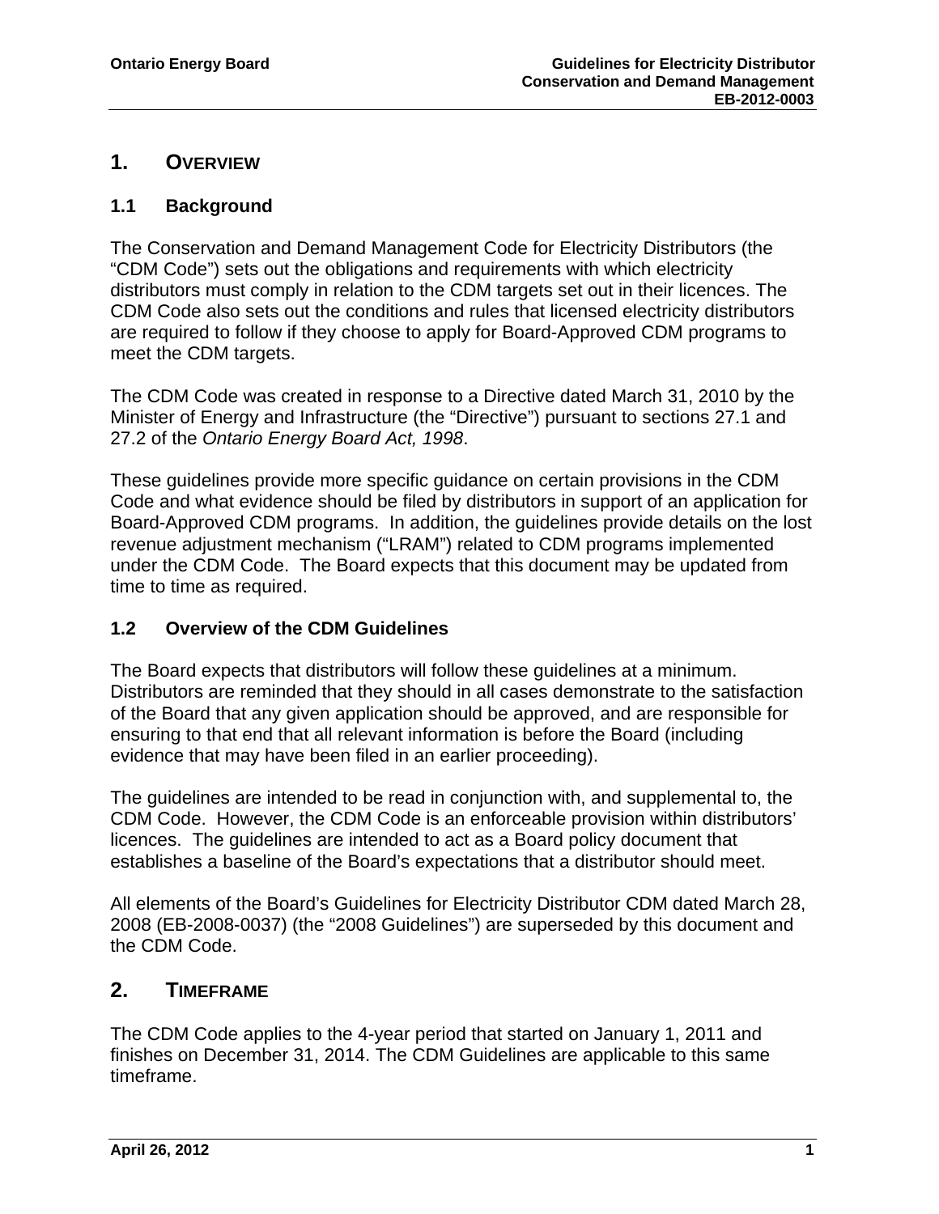# 1. OVERVIEW

## 1.1 Background

The Conservation and Demand Management Code for Electricity Distributors (the "CDM Code") sets out the obligations and requirements with which electricity distributors must comply in relation to the CDM targets set out in their licences. The CDM Code also sets out the conditions and rules that licensed electricity distributors are required to follow if they choose to apply for Board-Approved CDM programs to meet the CDM targets.

The CDM Code was created in response to a Directive dated March 31, 2010 by the Minister of Energy and Infrastructure (the "Directive") pursuant to sections 27.1 and 27.2 of the *Ontario Energy Board Act, 1998*.

These guidelines provide more specific guidance on certain provisions in the CDM Code and what evidence should be filed by distributors in support of an application for Board-Approved CDM programs. In addition, the guidelines provide details on the lost revenue adjustment mechanism ("LRAM") related to CDM programs implemented under the CDM Code. The Board expects that this document may be updated from time to time as required.

## 1.2 Overview of the CDM Guidelines

The Board expects that distributors will follow these guidelines at a minimum. Distributors are reminded that they should in all cases demonstrate to the satisfaction of the Board that any given application should be approved, and are responsible for ensuring to that end that all relevant information is before the Board (including evidence that may have been filed in an earlier proceeding).

The guidelines are intended to be read in conjunction with, and supplemental to, the CDM Code. However, the CDM Code is an enforceable provision within distributors' licences. The guidelines are intended to act as a Board policy document that establishes a baseline of the Board's expectations that a distributor should meet.

All elements of the Board's Guidelines for Electricity Distributor CDM dated March 28, 2008 (EB-2008-0037) (the "2008 Guidelines") are superseded by this document and the CDM Code.

# 2. TIMEFRAME

The CDM Code applies to the 4-year period that started on January 1, 2011 and finishes on December 31, 2014. The CDM Guidelines are applicable to this same timeframe.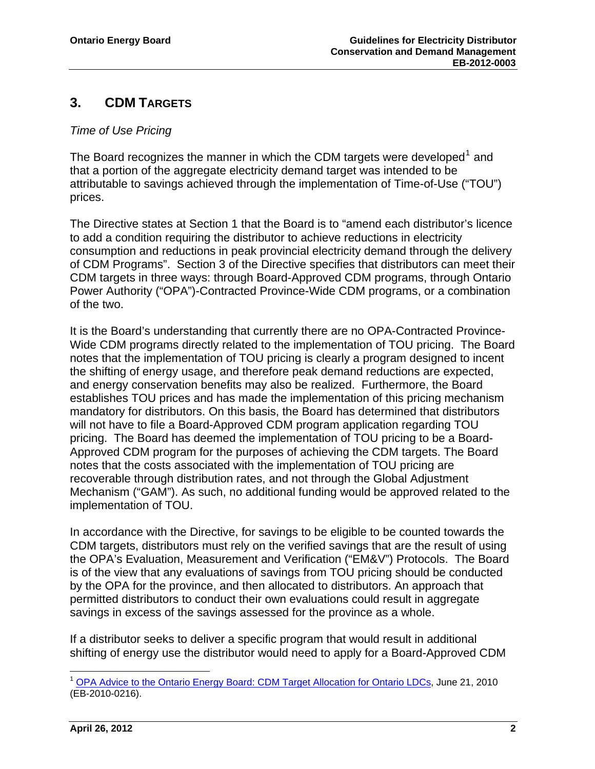## 3. CDM TARGETS

*Time of Use Pricing*

The Board recognizes the manner in which the CDM targets were developed[1] and that a portion of the aggregate electricity demand target was intended to be attributable to savings achieved through the implementation of Time-of-Use ("TOU") prices.

The Directive states at Section 1 that the Board is to "amend each distributor's licence to add a condition requiring the distributor to achieve reductions in electricity consumption and reductions in peak provincial electricity demand through the delivery of CDM Programs". Section 3 of the Directive specifies that distributors can meet their CDM targets in three ways: through Board-Approved CDM programs, through Ontario Power Authority ("OPA")-Contracted Province-Wide CDM programs, or a combination of the two.

It is the Board's understanding that currently there are no OPA-Contracted Province-Wide CDM programs directly related to the implementation of TOU pricing. The Board notes that the implementation of TOU pricing is clearly a program designed to incent the shifting of energy usage, and therefore peak demand reductions are expected, and energy conservation benefits may also be realized. Furthermore, the Board establishes TOU prices and has made the implementation of this pricing mechanism mandatory for distributors. On this basis, the Board has determined that distributors will not have to file a Board-Approved CDM program application regarding TOU pricing. The Board has deemed the implementation of TOU pricing to be a Board-Approved CDM program for the purposes of achieving the CDM targets. The Board notes that the costs associated with the implementation of TOU pricing are recoverable through distribution rates, and not through the Global Adjustment Mechanism ("GAM"). As such, no additional funding would be approved related to the implementation of TOU.

In accordance with the Directive, for savings to be eligible to be counted towards the CDM targets, distributors must rely on the verified savings that are the result of using the OPA's Evaluation, Measurement and Verification ("EM&V") Protocols. The Board is of the view that any evaluations of savings from TOU pricing should be conducted by the OPA for the province, and then allocated to distributors. An approach that permitted distributors to conduct their own evaluations could result in aggregate savings in excess of the savings assessed for the province as a whole.

If a distributor seeks to deliver a specific program that would result in additional shifting of energy use the distributor would need to apply for a Board-Approved CDM

[1] OPA Advice to the Ontario Energy Board: CDM Target Allocation for Ontario LDCs, June 21, 2010 (EB-2010-0216).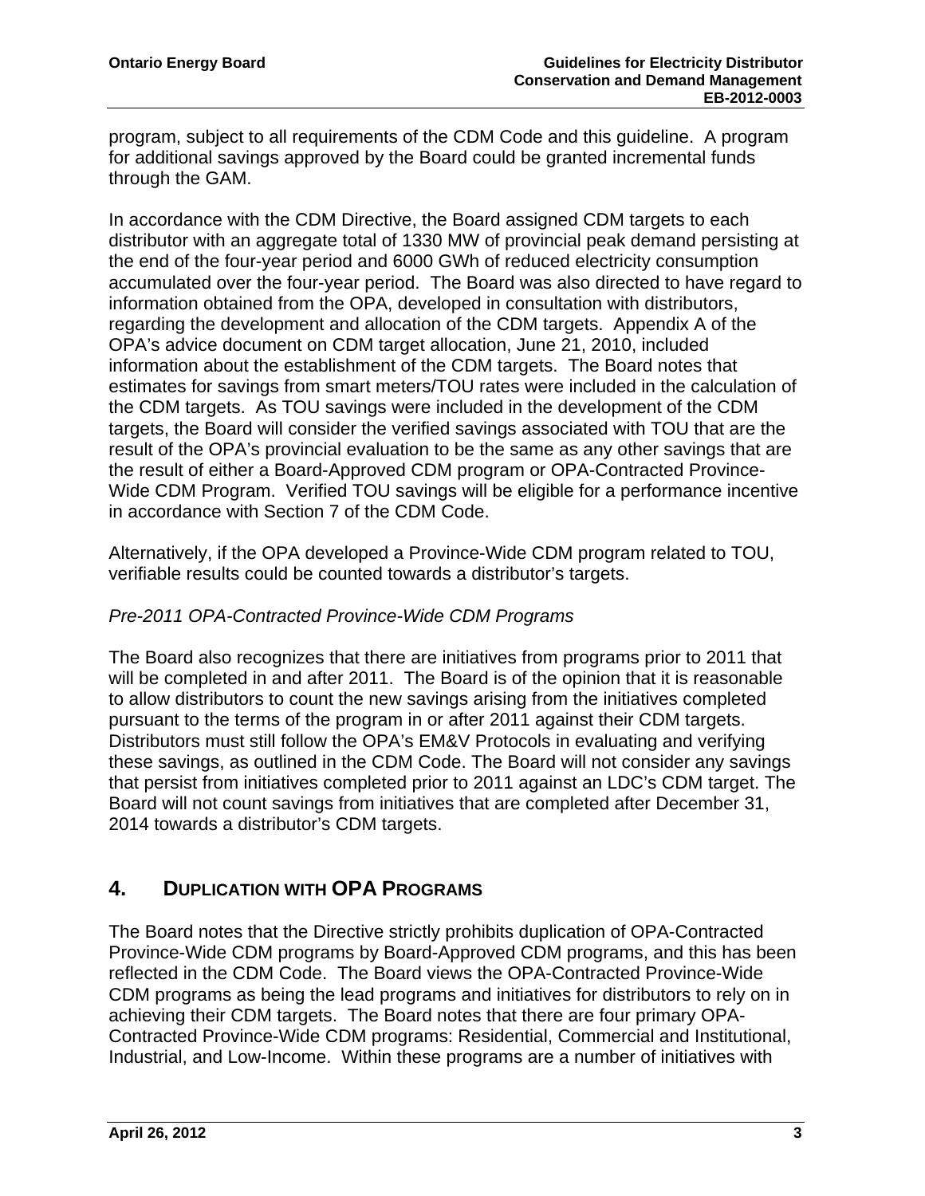program, subject to all requirements of the CDM Code and this guideline. A program for additional savings approved by the Board could be granted incremental funds through the GAM.

In accordance with the CDM Directive, the Board assigned CDM targets to each distributor with an aggregate total of 1330 MW of provincial peak demand persisting at the end of the four-year period and 6000 GWh of reduced electricity consumption accumulated over the four-year period. The Board was also directed to have regard to information obtained from the OPA, developed in consultation with distributors, regarding the development and allocation of the CDM targets. Appendix A of the OPA's advice document on CDM target allocation, June 21, 2010, included information about the establishment of the CDM targets. The Board notes that estimates for savings from smart meters/TOU rates were included in the calculation of the CDM targets. As TOU savings were included in the development of the CDM targets, the Board will consider the verified savings associated with TOU that are the result of the OPA's provincial evaluation to be the same as any other savings that are the result of either a Board-Approved CDM program or OPA-Contracted Province-Wide CDM Program. Verified TOU savings will be eligible for a performance incentive in accordance with Section 7 of the CDM Code.

Alternatively, if the OPA developed a Province-Wide CDM program related to TOU, verifiable results could be counted towards a distributor's targets.

*Pre-2011 OPA-Contracted Province-Wide CDM Programs*

The Board also recognizes that there are initiatives from programs prior to 2011 that will be completed in and after 2011. The Board is of the opinion that it is reasonable to allow distributors to count the new savings arising from the initiatives completed pursuant to the terms of the program in or after 2011 against their CDM targets. Distributors must still follow the OPA's EM&V Protocols in evaluating and verifying these savings, as outlined in the CDM Code. The Board will not consider any savings that persist from initiatives completed prior to 2011 against an LDC's CDM target. The Board will not count savings from initiatives that are completed after December 31, 2014 towards a distributor's CDM targets.

## 4. DUPLICATION WITH OPA PROGRAMS

The Board notes that the Directive strictly prohibits duplication of OPA-Contracted Province-Wide CDM programs by Board-Approved CDM programs, and this has been reflected in the CDM Code. The Board views the OPA-Contracted Province-Wide CDM programs as being the lead programs and initiatives for distributors to rely on in achieving their CDM targets. The Board notes that there are four primary OPA-Contracted Province-Wide CDM programs: Residential, Commercial and Institutional, Industrial, and Low-Income. Within these programs are a number of initiatives with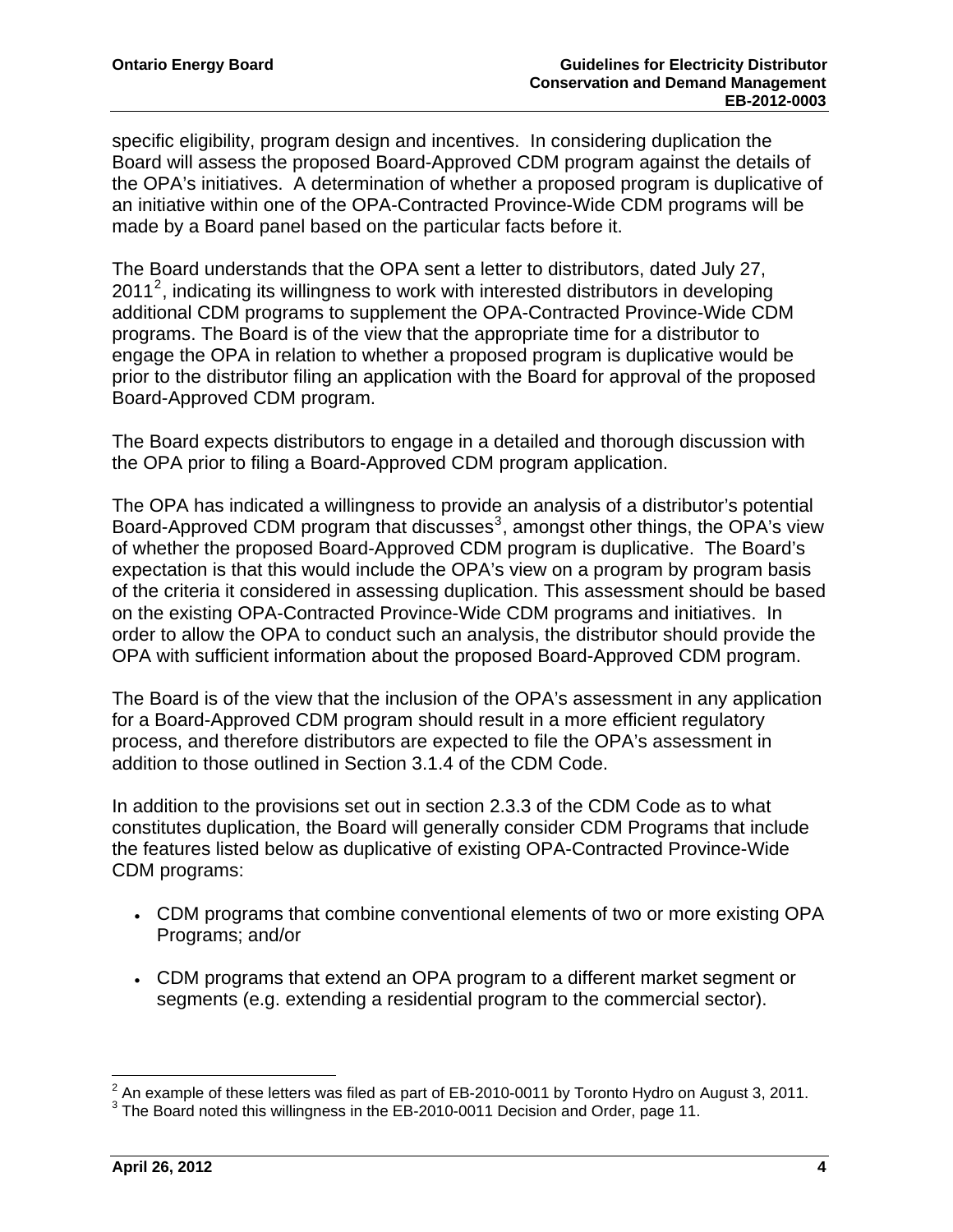specific eligibility, program design and incentives. In considering duplication the Board will assess the proposed Board-Approved CDM program against the details of the OPA's initiatives. A determination of whether a proposed program is duplicative of an initiative within one of the OPA-Contracted Province-Wide CDM programs will be made by a Board panel based on the particular facts before it.

The Board understands that the OPA sent a letter to distributors, dated July 27, 2011[2], indicating its willingness to work with interested distributors in developing additional CDM programs to supplement the OPA-Contracted Province-Wide CDM programs. The Board is of the view that the appropriate time for a distributor to engage the OPA in relation to whether a proposed program is duplicative would be prior to the distributor filing an application with the Board for approval of the proposed Board-Approved CDM program.

The Board expects distributors to engage in a detailed and thorough discussion with the OPA prior to filing a Board-Approved CDM program application.

The OPA has indicated a willingness to provide an analysis of a distributor's potential Board-Approved CDM program that discusses[3], amongst other things, the OPA's view of whether the proposed Board-Approved CDM program is duplicative. The Board's expectation is that this would include the OPA's view on a program by program basis of the criteria it considered in assessing duplication. This assessment should be based on the existing OPA-Contracted Province-Wide CDM programs and initiatives. In order to allow the OPA to conduct such an analysis, the distributor should provide the OPA with sufficient information about the proposed Board-Approved CDM program.

The Board is of the view that the inclusion of the OPA's assessment in any application for a Board-Approved CDM program should result in a more efficient regulatory process, and therefore distributors are expected to file the OPA's assessment in addition to those outlined in Section 3.1.4 of the CDM Code.

In addition to the provisions set out in section 2.3.3 of the CDM Code as to what constitutes duplication, the Board will generally consider CDM Programs that include the features listed below as duplicative of existing OPA-Contracted Province-Wide CDM programs:

- CDM programs that combine conventional elements of two or more existing OPA Programs; and/or
- CDM programs that extend an OPA program to a different market segment or segments (e.g. extending a residential program to the commercial sector).

[2] An example of these letters was filed as part of EB-2010-0011 by Toronto Hydro on August 3, 2011.

[3] The Board noted this willingness in the EB-2010-0011 Decision and Order, page 11.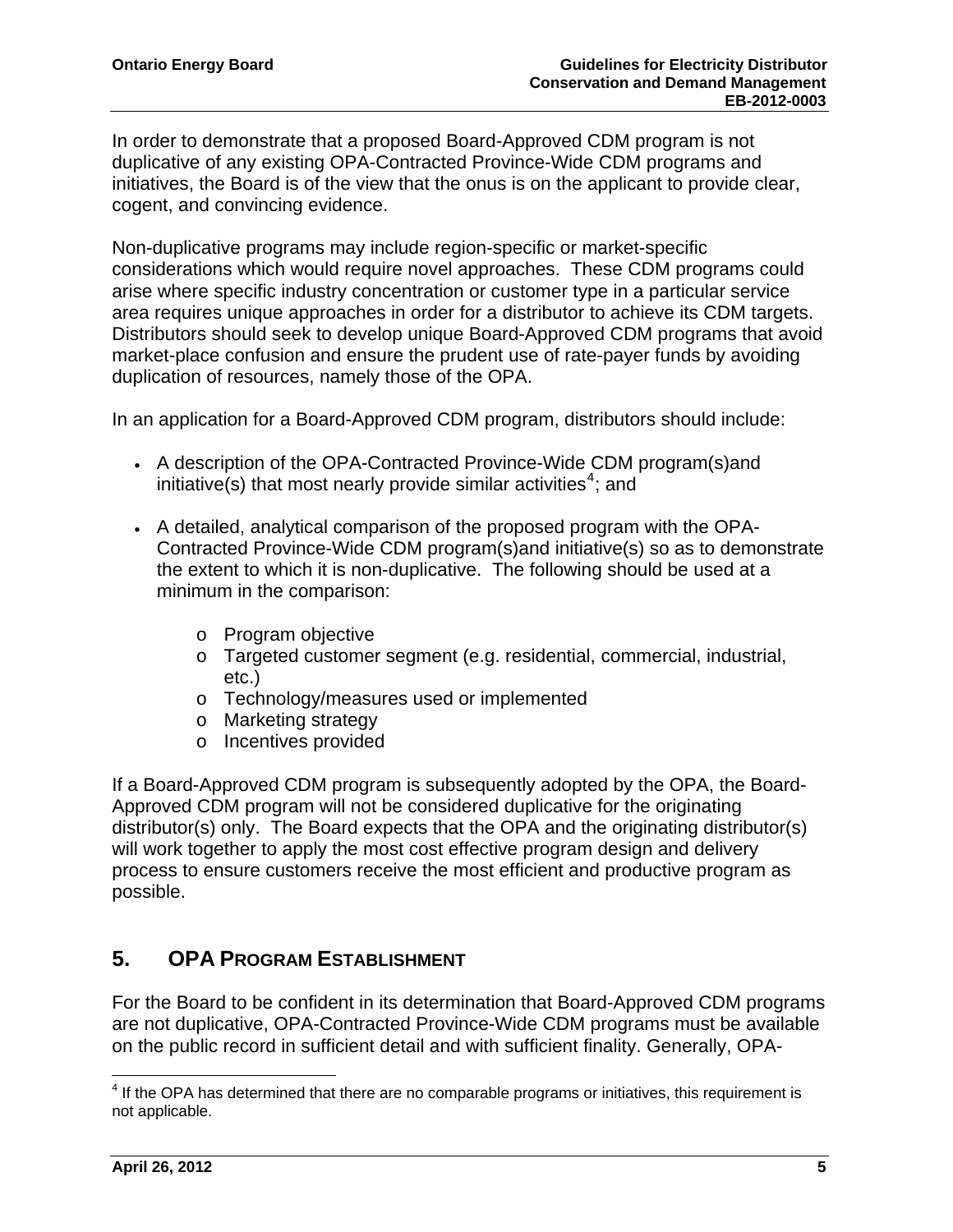In order to demonstrate that a proposed Board-Approved CDM program is not duplicative of any existing OPA-Contracted Province-Wide CDM programs and initiatives, the Board is of the view that the onus is on the applicant to provide clear, cogent, and convincing evidence.

Non-duplicative programs may include region-specific or market-specific considerations which would require novel approaches. These CDM programs could arise where specific industry concentration or customer type in a particular service area requires unique approaches in order for a distributor to achieve its CDM targets. Distributors should seek to develop unique Board-Approved CDM programs that avoid market-place confusion and ensure the prudent use of rate-payer funds by avoiding duplication of resources, namely those of the OPA.

In an application for a Board-Approved CDM program, distributors should include:

- A description of the OPA-Contracted Province-Wide CDM program(s)and initiative(s) that most nearly provide similar activities[4]; and
- A detailed, analytical comparison of the proposed program with the OPA-Contracted Province-Wide CDM program(s)and initiative(s) so as to demonstrate the extent to which it is non-duplicative. The following should be used at a minimum in the comparison:
    - Program objective
    - Targeted customer segment (e.g. residential, commercial, industrial, etc.)
    - Technology/measures used or implemented
    - Marketing strategy
    - Incentives provided

If a Board-Approved CDM program is subsequently adopted by the OPA, the Board-Approved CDM program will not be considered duplicative for the originating distributor(s) only. The Board expects that the OPA and the originating distributor(s) will work together to apply the most cost effective program design and delivery process to ensure customers receive the most efficient and productive program as possible.

## 5. OPA PROGRAM ESTABLISHMENT

For the Board to be confident in its determination that Board-Approved CDM programs are not duplicative, OPA-Contracted Province-Wide CDM programs must be available on the public record in sufficient detail and with sufficient finality. Generally, OPA-

[4] If the OPA has determined that there are no comparable programs or initiatives, this requirement is not applicable.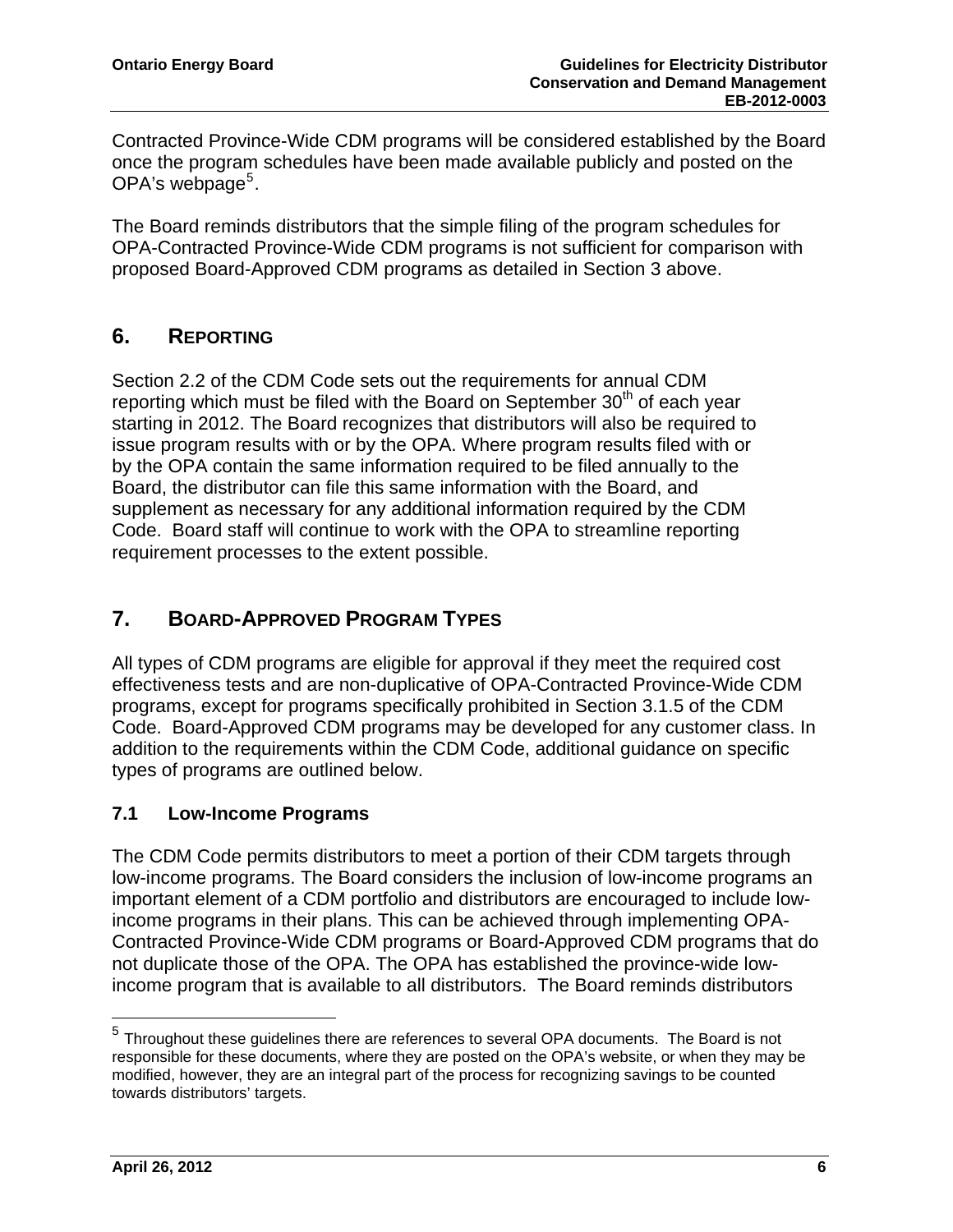Contracted Province-Wide CDM programs will be considered established by the Board once the program schedules have been made available publicly and posted on the OPA's webpage[5].

The Board reminds distributors that the simple filing of the program schedules for OPA-Contracted Province-Wide CDM programs is not sufficient for comparison with proposed Board-Approved CDM programs as detailed in Section 3 above.

## 6. REPORTING

Section 2.2 of the CDM Code sets out the requirements for annual CDM reporting which must be filed with the Board on September 30th of each year starting in 2012. The Board recognizes that distributors will also be required to issue program results with or by the OPA. Where program results filed with or by the OPA contain the same information required to be filed annually to the Board, the distributor can file this same information with the Board, and supplement as necessary for any additional information required by the CDM Code. Board staff will continue to work with the OPA to streamline reporting requirement processes to the extent possible.

## 7. BOARD-APPROVED PROGRAM TYPES

All types of CDM programs are eligible for approval if they meet the required cost effectiveness tests and are non-duplicative of OPA-Contracted Province-Wide CDM programs, except for programs specifically prohibited in Section 3.1.5 of the CDM Code. Board-Approved CDM programs may be developed for any customer class. In addition to the requirements within the CDM Code, additional guidance on specific types of programs are outlined below.

### 7.1 Low-Income Programs

The CDM Code permits distributors to meet a portion of their CDM targets through low-income programs. The Board considers the inclusion of low-income programs an important element of a CDM portfolio and distributors are encouraged to include low-income programs in their plans. This can be achieved through implementing OPA-Contracted Province-Wide CDM programs or Board-Approved CDM programs that do not duplicate those of the OPA. The OPA has established the province-wide low-income program that is available to all distributors. The Board reminds distributors

[5] Throughout these guidelines there are references to several OPA documents. The Board is not responsible for these documents, where they are posted on the OPA's website, or when they may be modified, however, they are an integral part of the process for recognizing savings to be counted towards distributors' targets.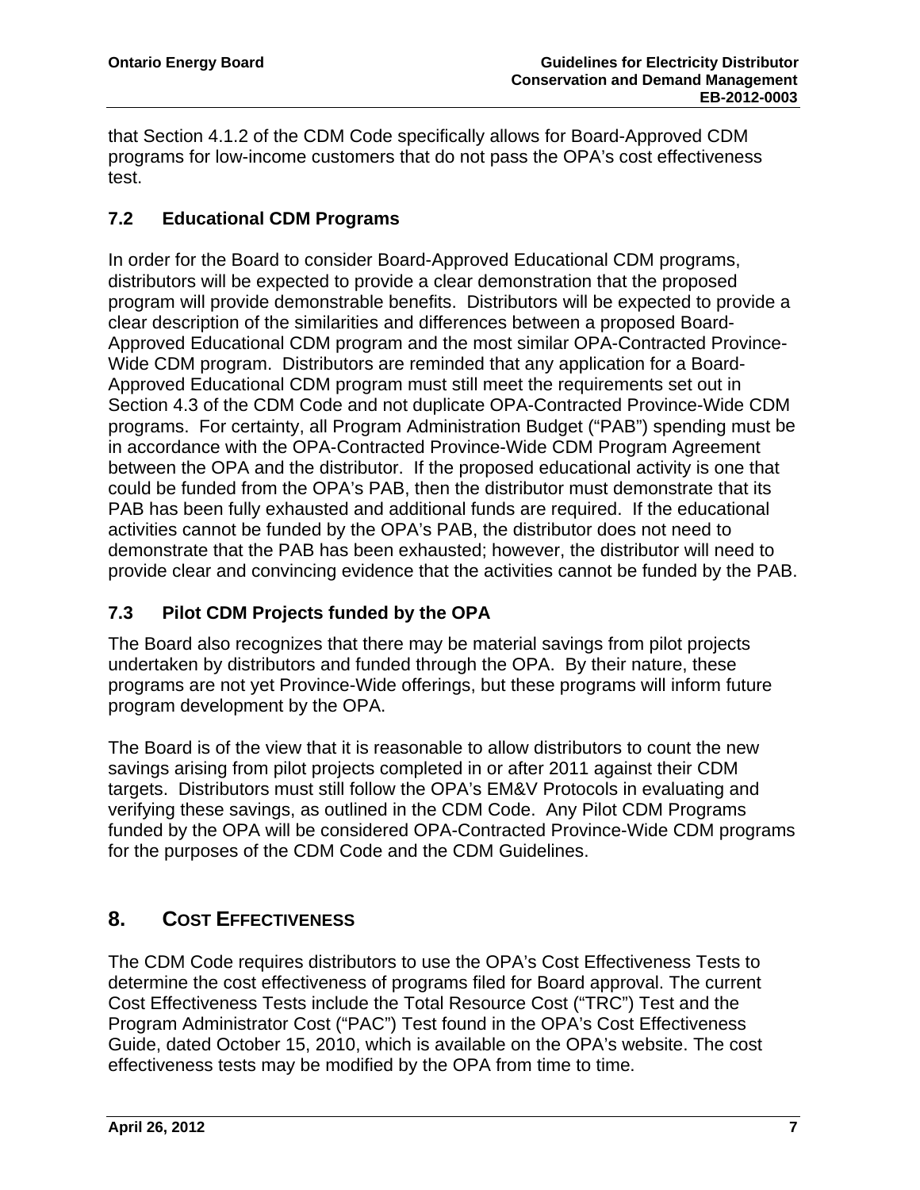that Section 4.1.2 of the CDM Code specifically allows for Board-Approved CDM programs for low-income customers that do not pass the OPA's cost effectiveness test.

### 7.2 Educational CDM Programs

In order for the Board to consider Board-Approved Educational CDM programs, distributors will be expected to provide a clear demonstration that the proposed program will provide demonstrable benefits. Distributors will be expected to provide a clear description of the similarities and differences between a proposed Board-Approved Educational CDM program and the most similar OPA-Contracted Province-Wide CDM program. Distributors are reminded that any application for a Board-Approved Educational CDM program must still meet the requirements set out in Section 4.3 of the CDM Code and not duplicate OPA-Contracted Province-Wide CDM programs. For certainty, all Program Administration Budget ("PAB") spending must be in accordance with the OPA-Contracted Province-Wide CDM Program Agreement between the OPA and the distributor. If the proposed educational activity is one that could be funded from the OPA's PAB, then the distributor must demonstrate that its PAB has been fully exhausted and additional funds are required. If the educational activities cannot be funded by the OPA's PAB, the distributor does not need to demonstrate that the PAB has been exhausted; however, the distributor will need to provide clear and convincing evidence that the activities cannot be funded by the PAB.

### 7.3 Pilot CDM Projects funded by the OPA

The Board also recognizes that there may be material savings from pilot projects undertaken by distributors and funded through the OPA. By their nature, these programs are not yet Province-Wide offerings, but these programs will inform future program development by the OPA.

The Board is of the view that it is reasonable to allow distributors to count the new savings arising from pilot projects completed in or after 2011 against their CDM targets. Distributors must still follow the OPA's EM&V Protocols in evaluating and verifying these savings, as outlined in the CDM Code. Any Pilot CDM Programs funded by the OPA will be considered OPA-Contracted Province-Wide CDM programs for the purposes of the CDM Code and the CDM Guidelines.

## 8. COST EFFECTIVENESS

The CDM Code requires distributors to use the OPA's Cost Effectiveness Tests to determine the cost effectiveness of programs filed for Board approval. The current Cost Effectiveness Tests include the Total Resource Cost ("TRC") Test and the Program Administrator Cost ("PAC") Test found in the OPA's Cost Effectiveness Guide, dated October 15, 2010, which is available on the OPA's website. The cost effectiveness tests may be modified by the OPA from time to time.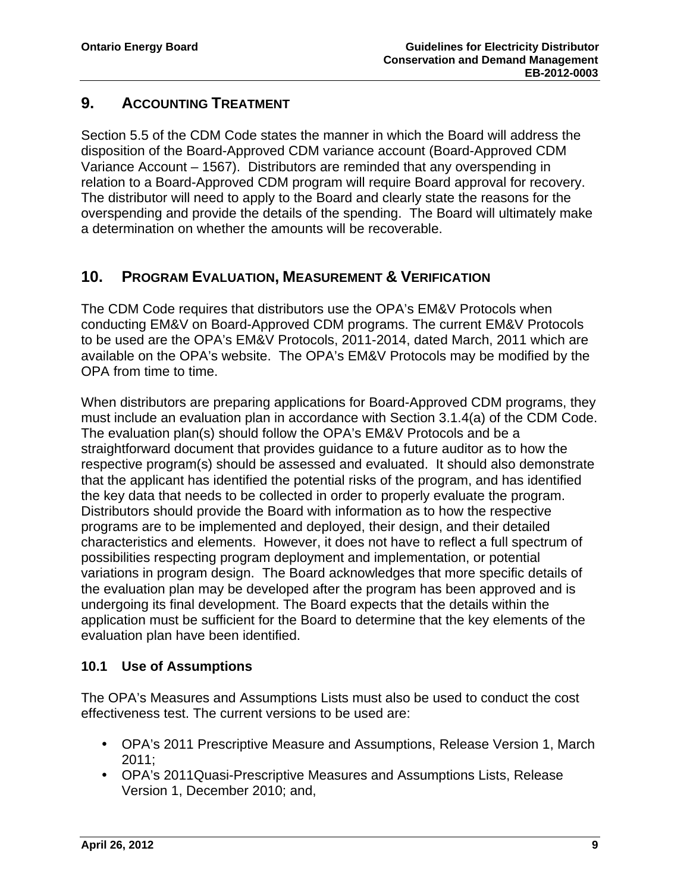## 9. Accounting Treatment

Section 5.5 of the CDM Code states the manner in which the Board will address the disposition of the Board-Approved CDM variance account (Board-Approved CDM Variance Account – 1567). Distributors are reminded that any overspending in relation to a Board-Approved CDM program will require Board approval for recovery. The distributor will need to apply to the Board and clearly state the reasons for the overspending and provide the details of the spending. The Board will ultimately make a determination on whether the amounts will be recoverable.

## 10. Program Evaluation, Measurement & Verification

The CDM Code requires that distributors use the OPA's EM&V Protocols when conducting EM&V on Board-Approved CDM programs. The current EM&V Protocols to be used are the OPA's EM&V Protocols, 2011-2014, dated March, 2011 which are available on the OPA's website. The OPA's EM&V Protocols may be modified by the OPA from time to time.

When distributors are preparing applications for Board-Approved CDM programs, they must include an evaluation plan in accordance with Section 3.1.4(a) of the CDM Code. The evaluation plan(s) should follow the OPA's EM&V Protocols and be a straightforward document that provides guidance to a future auditor as to how the respective program(s) should be assessed and evaluated. It should also demonstrate that the applicant has identified the potential risks of the program, and has identified the key data that needs to be collected in order to properly evaluate the program. Distributors should provide the Board with information as to how the respective programs are to be implemented and deployed, their design, and their detailed characteristics and elements. However, it does not have to reflect a full spectrum of possibilities respecting program deployment and implementation, or potential variations in program design. The Board acknowledges that more specific details of the evaluation plan may be developed after the program has been approved and is undergoing its final development. The Board expects that the details within the application must be sufficient for the Board to determine that the key elements of the evaluation plan have been identified.

### 10.1 Use of Assumptions

The OPA's Measures and Assumptions Lists must also be used to conduct the cost effectiveness test. The current versions to be used are:

- OPA's 2011 Prescriptive Measure and Assumptions, Release Version 1, March 2011;
- OPA's 2011Quasi-Prescriptive Measures and Assumptions Lists, Release Version 1, December 2010; and,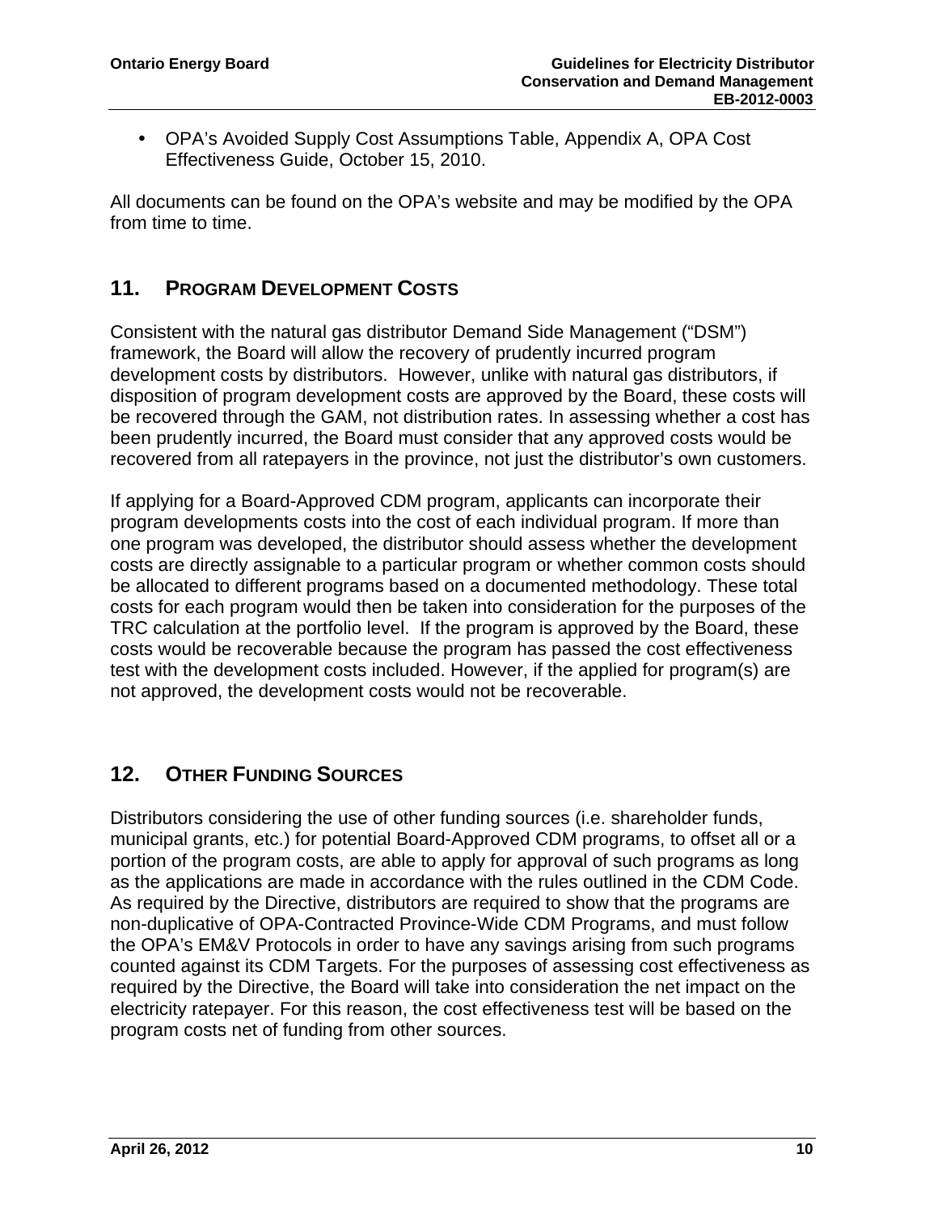- OPA's Avoided Supply Cost Assumptions Table, Appendix A, OPA Cost Effectiveness Guide, October 15, 2010.

All documents can be found on the OPA's website and may be modified by the OPA from time to time.

## 11. PROGRAM DEVELOPMENT COSTS

Consistent with the natural gas distributor Demand Side Management ("DSM") framework, the Board will allow the recovery of prudently incurred program development costs by distributors. However, unlike with natural gas distributors, if disposition of program development costs are approved by the Board, these costs will be recovered through the GAM, not distribution rates. In assessing whether a cost has been prudently incurred, the Board must consider that any approved costs would be recovered from all ratepayers in the province, not just the distributor's own customers.

If applying for a Board-Approved CDM program, applicants can incorporate their program developments costs into the cost of each individual program. If more than one program was developed, the distributor should assess whether the development costs are directly assignable to a particular program or whether common costs should be allocated to different programs based on a documented methodology. These total costs for each program would then be taken into consideration for the purposes of the TRC calculation at the portfolio level. If the program is approved by the Board, these costs would be recoverable because the program has passed the cost effectiveness test with the development costs included. However, if the applied for program(s) are not approved, the development costs would not be recoverable.

## 12. OTHER FUNDING SOURCES

Distributors considering the use of other funding sources (i.e. shareholder funds, municipal grants, etc.) for potential Board-Approved CDM programs, to offset all or a portion of the program costs, are able to apply for approval of such programs as long as the applications are made in accordance with the rules outlined in the CDM Code. As required by the Directive, distributors are required to show that the programs are non-duplicative of OPA-Contracted Province-Wide CDM Programs, and must follow the OPA's EM&V Protocols in order to have any savings arising from such programs counted against its CDM Targets. For the purposes of assessing cost effectiveness as required by the Directive, the Board will take into consideration the net impact on the electricity ratepayer. For this reason, the cost effectiveness test will be based on the program costs net of funding from other sources.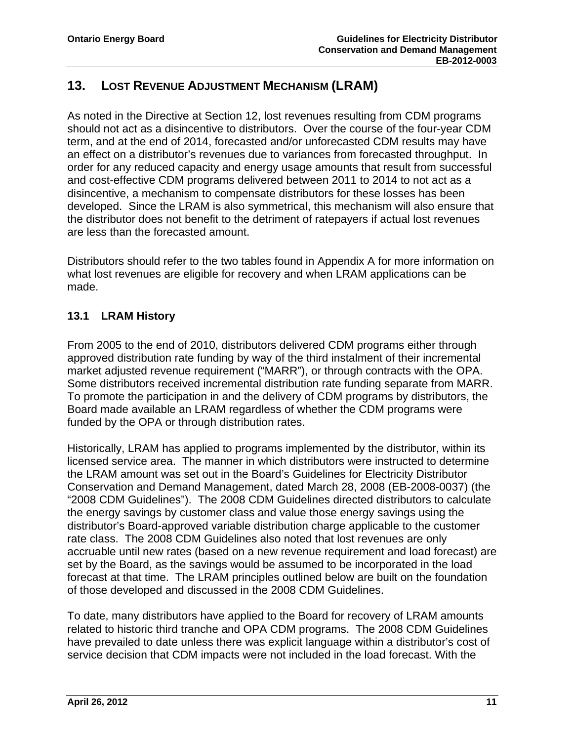## 13. Lost Revenue Adjustment Mechanism (LRAM)

As noted in the Directive at Section 12, lost revenues resulting from CDM programs should not act as a disincentive to distributors. Over the course of the four-year CDM term, and at the end of 2014, forecasted and/or unforecasted CDM results may have an effect on a distributor's revenues due to variances from forecasted throughput. In order for any reduced capacity and energy usage amounts that result from successful and cost-effective CDM programs delivered between 2011 to 2014 to not act as a disincentive, a mechanism to compensate distributors for these losses has been developed. Since the LRAM is also symmetrical, this mechanism will also ensure that the distributor does not benefit to the detriment of ratepayers if actual lost revenues are less than the forecasted amount.

Distributors should refer to the two tables found in Appendix A for more information on what lost revenues are eligible for recovery and when LRAM applications can be made.

### 13.1 LRAM History

From 2005 to the end of 2010, distributors delivered CDM programs either through approved distribution rate funding by way of the third instalment of their incremental market adjusted revenue requirement ("MARR"), or through contracts with the OPA. Some distributors received incremental distribution rate funding separate from MARR. To promote the participation in and the delivery of CDM programs by distributors, the Board made available an LRAM regardless of whether the CDM programs were funded by the OPA or through distribution rates.

Historically, LRAM has applied to programs implemented by the distributor, within its licensed service area. The manner in which distributors were instructed to determine the LRAM amount was set out in the Board's Guidelines for Electricity Distributor Conservation and Demand Management, dated March 28, 2008 (EB-2008-0037) (the "2008 CDM Guidelines"). The 2008 CDM Guidelines directed distributors to calculate the energy savings by customer class and value those energy savings using the distributor's Board-approved variable distribution charge applicable to the customer rate class. The 2008 CDM Guidelines also noted that lost revenues are only accruable until new rates (based on a new revenue requirement and load forecast) are set by the Board, as the savings would be assumed to be incorporated in the load forecast at that time. The LRAM principles outlined below are built on the foundation of those developed and discussed in the 2008 CDM Guidelines.

To date, many distributors have applied to the Board for recovery of LRAM amounts related to historic third tranche and OPA CDM programs. The 2008 CDM Guidelines have prevailed to date unless there was explicit language within a distributor's cost of service decision that CDM impacts were not included in the load forecast. With the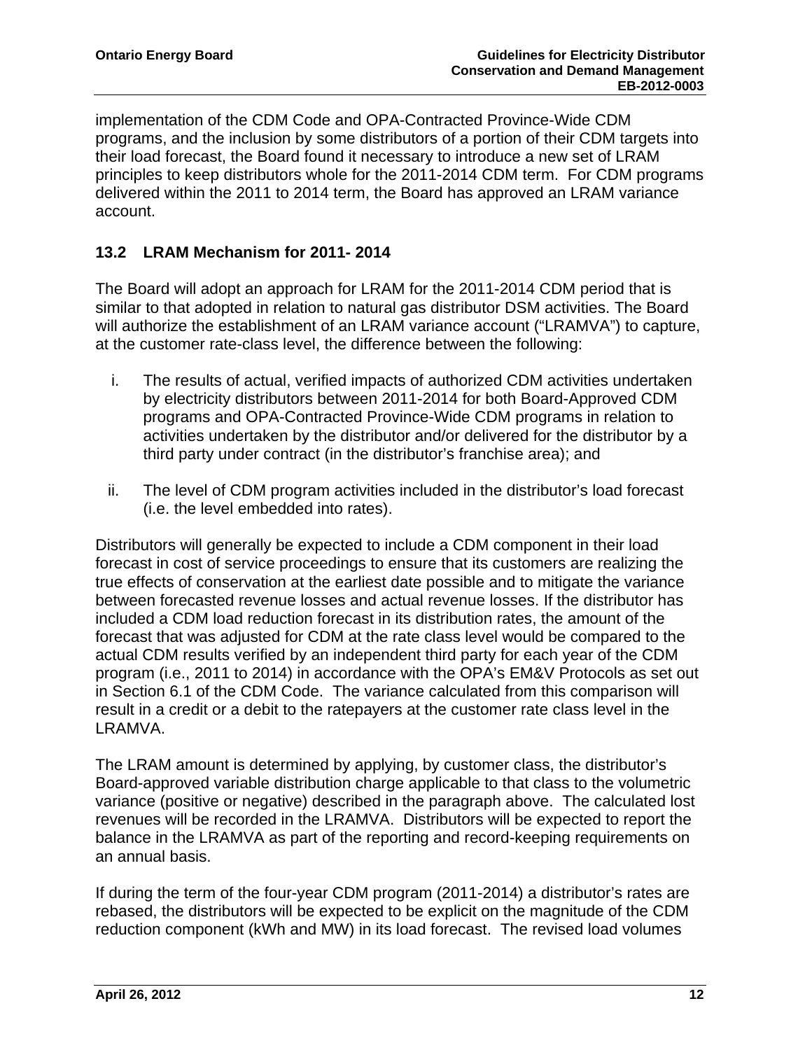implementation of the CDM Code and OPA-Contracted Province-Wide CDM programs, and the inclusion by some distributors of a portion of their CDM targets into their load forecast, the Board found it necessary to introduce a new set of LRAM principles to keep distributors whole for the 2011-2014 CDM term. For CDM programs delivered within the 2011 to 2014 term, the Board has approved an LRAM variance account.

### 13.2 LRAM Mechanism for 2011- 2014

The Board will adopt an approach for LRAM for the 2011-2014 CDM period that is similar to that adopted in relation to natural gas distributor DSM activities. The Board will authorize the establishment of an LRAM variance account ("LRAMVA") to capture, at the customer rate-class level, the difference between the following:

i. The results of actual, verified impacts of authorized CDM activities undertaken by electricity distributors between 2011-2014 for both Board-Approved CDM programs and OPA-Contracted Province-Wide CDM programs in relation to activities undertaken by the distributor and/or delivered for the distributor by a third party under contract (in the distributor's franchise area); and

ii. The level of CDM program activities included in the distributor's load forecast (i.e. the level embedded into rates).

Distributors will generally be expected to include a CDM component in their load forecast in cost of service proceedings to ensure that its customers are realizing the true effects of conservation at the earliest date possible and to mitigate the variance between forecasted revenue losses and actual revenue losses. If the distributor has included a CDM load reduction forecast in its distribution rates, the amount of the forecast that was adjusted for CDM at the rate class level would be compared to the actual CDM results verified by an independent third party for each year of the CDM program (i.e., 2011 to 2014) in accordance with the OPA's EM&V Protocols as set out in Section 6.1 of the CDM Code. The variance calculated from this comparison will result in a credit or a debit to the ratepayers at the customer rate class level in the LRAMVA.

The LRAM amount is determined by applying, by customer class, the distributor's Board-approved variable distribution charge applicable to that class to the volumetric variance (positive or negative) described in the paragraph above. The calculated lost revenues will be recorded in the LRAMVA. Distributors will be expected to report the balance in the LRAMVA as part of the reporting and record-keeping requirements on an annual basis.

If during the term of the four-year CDM program (2011-2014) a distributor's rates are rebased, the distributors will be expected to be explicit on the magnitude of the CDM reduction component (kWh and MW) in its load forecast. The revised load volumes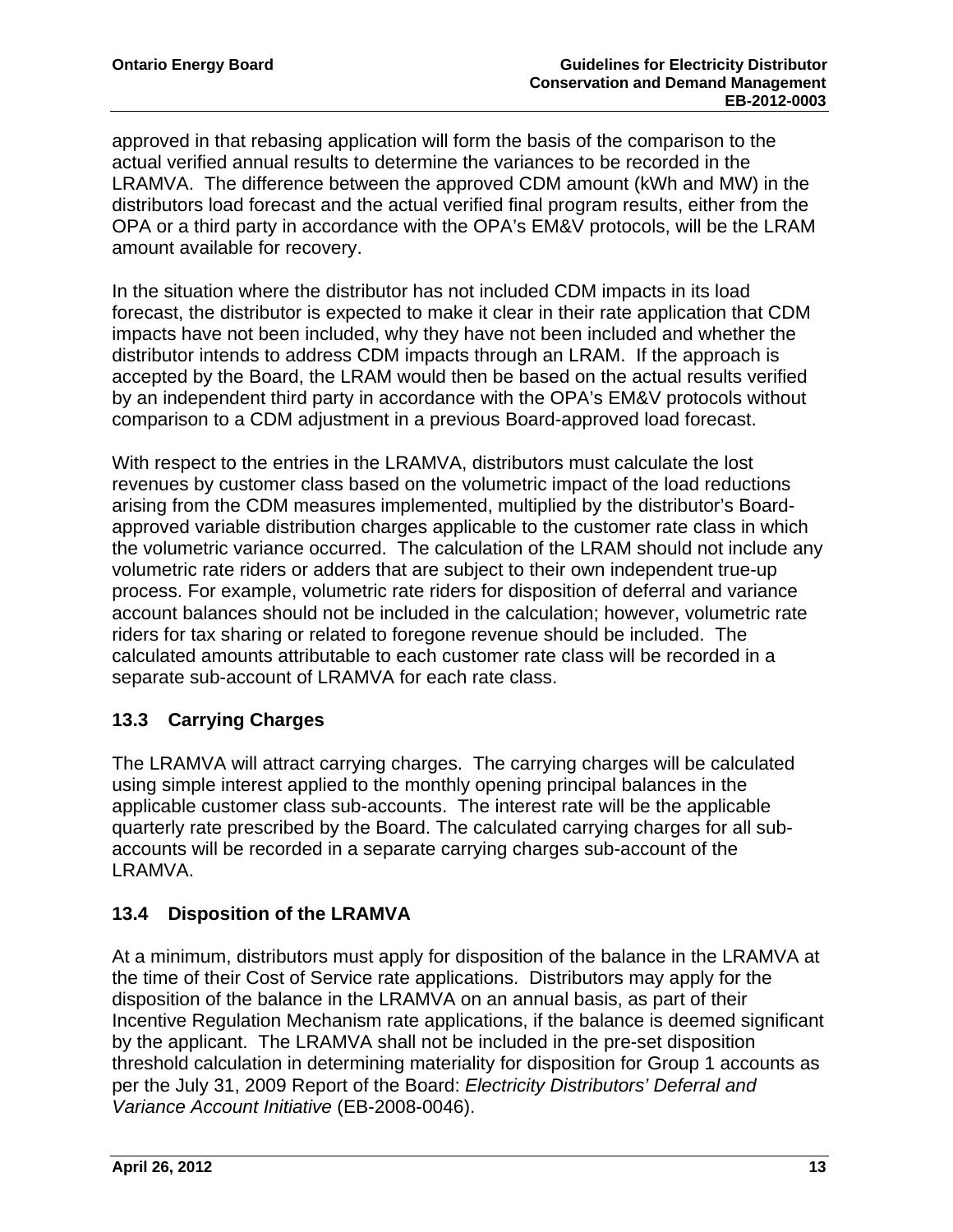approved in that rebasing application will form the basis of the comparison to the actual verified annual results to determine the variances to be recorded in the LRAMVA. The difference between the approved CDM amount (kWh and MW) in the distributors load forecast and the actual verified final program results, either from the OPA or a third party in accordance with the OPA's EM&V protocols, will be the LRAM amount available for recovery.

In the situation where the distributor has not included CDM impacts in its load forecast, the distributor is expected to make it clear in their rate application that CDM impacts have not been included, why they have not been included and whether the distributor intends to address CDM impacts through an LRAM. If the approach is accepted by the Board, the LRAM would then be based on the actual results verified by an independent third party in accordance with the OPA's EM&V protocols without comparison to a CDM adjustment in a previous Board-approved load forecast.

With respect to the entries in the LRAMVA, distributors must calculate the lost revenues by customer class based on the volumetric impact of the load reductions arising from the CDM measures implemented, multiplied by the distributor's Board-approved variable distribution charges applicable to the customer rate class in which the volumetric variance occurred. The calculation of the LRAM should not include any volumetric rate riders or adders that are subject to their own independent true-up process. For example, volumetric rate riders for disposition of deferral and variance account balances should not be included in the calculation; however, volumetric rate riders for tax sharing or related to foregone revenue should be included. The calculated amounts attributable to each customer rate class will be recorded in a separate sub-account of LRAMVA for each rate class.

### 13.3 Carrying Charges

The LRAMVA will attract carrying charges. The carrying charges will be calculated using simple interest applied to the monthly opening principal balances in the applicable customer class sub-accounts. The interest rate will be the applicable quarterly rate prescribed by the Board. The calculated carrying charges for all sub-accounts will be recorded in a separate carrying charges sub-account of the LRAMVA.

### 13.4 Disposition of the LRAMVA

At a minimum, distributors must apply for disposition of the balance in the LRAMVA at the time of their Cost of Service rate applications. Distributors may apply for the disposition of the balance in the LRAMVA on an annual basis, as part of their Incentive Regulation Mechanism rate applications, if the balance is deemed significant by the applicant. The LRAMVA shall not be included in the pre-set disposition threshold calculation in determining materiality for disposition for Group 1 accounts as per the July 31, 2009 Report of the Board: *Electricity Distributors' Deferral and Variance Account Initiative* (EB-2008-0046).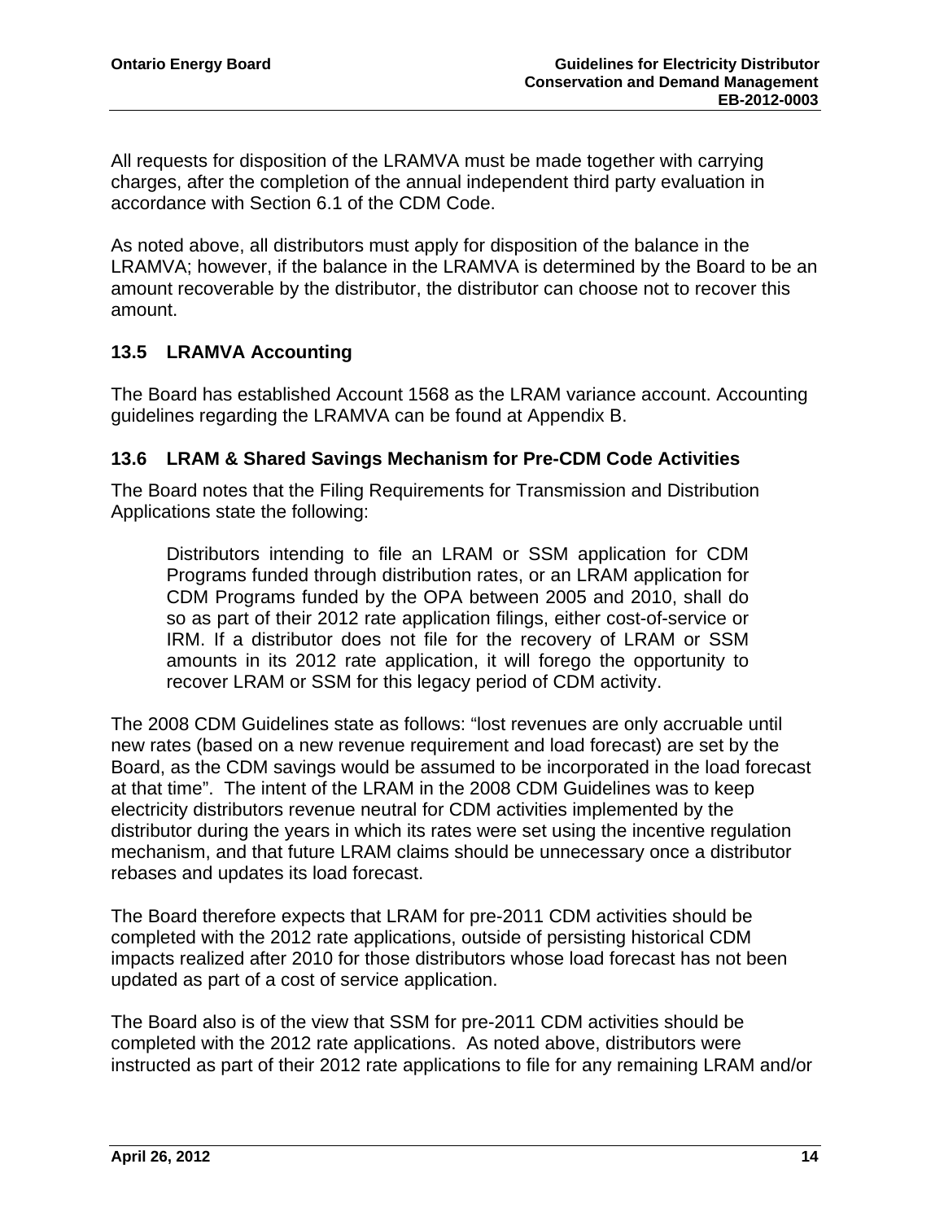All requests for disposition of the LRAMVA must be made together with carrying charges, after the completion of the annual independent third party evaluation in accordance with Section 6.1 of the CDM Code.

As noted above, all distributors must apply for disposition of the balance in the LRAMVA; however, if the balance in the LRAMVA is determined by the Board to be an amount recoverable by the distributor, the distributor can choose not to recover this amount.

### 13.5 LRAMVA Accounting

The Board has established Account 1568 as the LRAM variance account. Accounting guidelines regarding the LRAMVA can be found at Appendix B.

### 13.6 LRAM & Shared Savings Mechanism for Pre-CDM Code Activities

The Board notes that the Filing Requirements for Transmission and Distribution Applications state the following:

> Distributors intending to file an LRAM or SSM application for CDM Programs funded through distribution rates, or an LRAM application for CDM Programs funded by the OPA between 2005 and 2010, shall do so as part of their 2012 rate application filings, either cost-of-service or IRM. If a distributor does not file for the recovery of LRAM or SSM amounts in its 2012 rate application, it will forego the opportunity to recover LRAM or SSM for this legacy period of CDM activity.

The 2008 CDM Guidelines state as follows: "lost revenues are only accruable until new rates (based on a new revenue requirement and load forecast) are set by the Board, as the CDM savings would be assumed to be incorporated in the load forecast at that time". The intent of the LRAM in the 2008 CDM Guidelines was to keep electricity distributors revenue neutral for CDM activities implemented by the distributor during the years in which its rates were set using the incentive regulation mechanism, and that future LRAM claims should be unnecessary once a distributor rebases and updates its load forecast.

The Board therefore expects that LRAM for pre-2011 CDM activities should be completed with the 2012 rate applications, outside of persisting historical CDM impacts realized after 2010 for those distributors whose load forecast has not been updated as part of a cost of service application.

The Board also is of the view that SSM for pre-2011 CDM activities should be completed with the 2012 rate applications. As noted above, distributors were instructed as part of their 2012 rate applications to file for any remaining LRAM and/or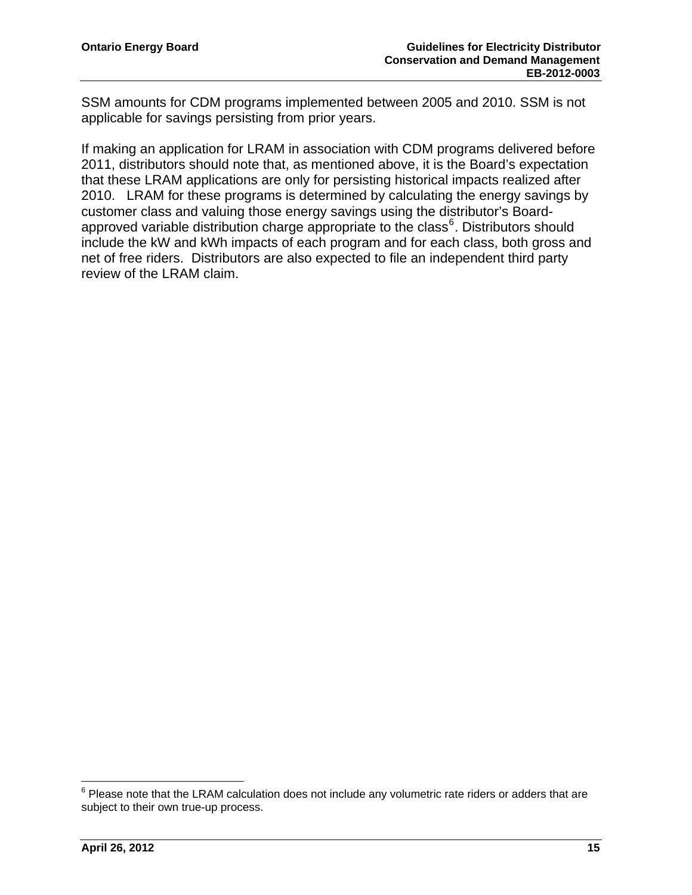SSM amounts for CDM programs implemented between 2005 and 2010. SSM is not applicable for savings persisting from prior years.

If making an application for LRAM in association with CDM programs delivered before 2011, distributors should note that, as mentioned above, it is the Board's expectation that these LRAM applications are only for persisting historical impacts realized after 2010. LRAM for these programs is determined by calculating the energy savings by customer class and valuing those energy savings using the distributor's Board-approved variable distribution charge appropriate to the class[6]. Distributors should include the kW and kWh impacts of each program and for each class, both gross and net of free riders. Distributors are also expected to file an independent third party review of the LRAM claim.

[6] Please note that the LRAM calculation does not include any volumetric rate riders or adders that are subject to their own true-up process.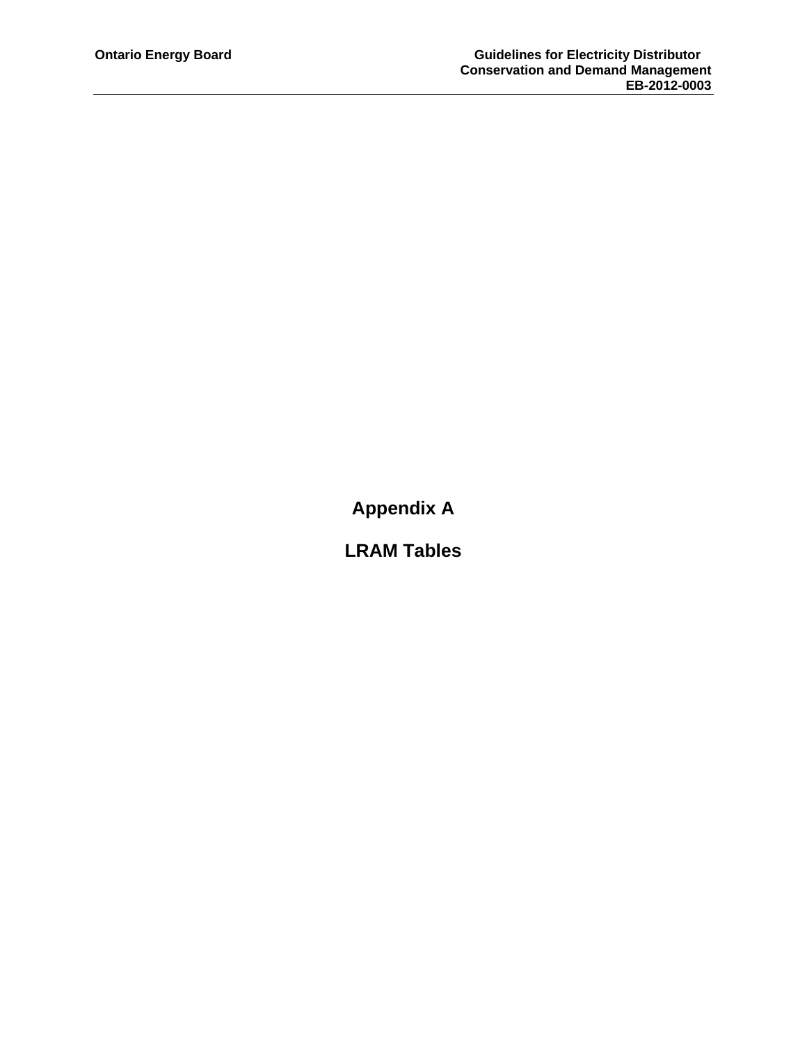# Appendix A

# LRAM Tables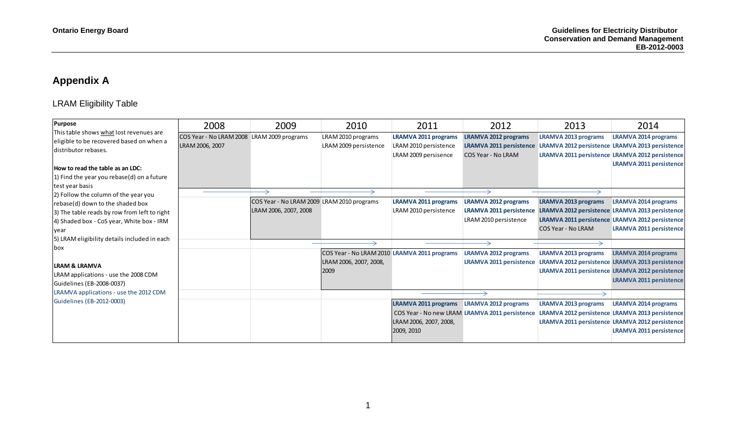## Appendix A

### LRAM Eligibility Table

| Purpose | 2008 | 2009 | 2010 | 2011 | 2012 | 2013 | 2014 |
|---|---|---|---|---|---|---|---|
| This table shows what lost revenues are eligible to be recovered based on when a distributor rebases.<br><br>**How to read the table as an LDC:**<br>1) Find the year you rebase(d) on a future test year basis<br>2) Follow the column of the year you rebase(d) down to the shaded box<br>3) The table reads by row from left to right<br>4) Shaded box - CoS year, White box - IRM year<br>5) LRAM eligibility details included in each box<br><br>**LRAM & LRAMVA**<br>LRAM applications - use the 2008 CDM Guidelines (EB-2008-0037)<br>LRAMVA applications - use the 2012 CDM Guidelines (EB-2012-0003) | COS Year - No LRAM 2008<br>LRAM 2006, 2007 | LRAM 2009 programs | LRAM 2010 programs<br>LRAM 2009 persistence | **LRAMVA 2011 programs**<br>LRAM 2010 persistence<br>LRAM 2009 persisence | **LRAMVA 2012 programs**<br>**LRAMVA 2011 persistence**<br>COS Year - No LRAM | **LRAMVA 2013 programs**<br>**LRAMVA 2012 persistence**<br>**LRAMVA 2011 persistence** | **LRAMVA 2014 programs**<br>**LRAMVA 2013 persistence**<br>**LRAMVA 2012 persistence**<br>**LRAMVA 2011 persistence** |
| | | COS Year - No LRAM 2009<br>LRAM 2006, 2007, 2008 | LRAM 2010 programs | **LRAMVA 2011 programs**<br>LRAM 2010 persistence | **LRAMVA 2012 programs**<br>**LRAMVA 2011 persistence**<br>LRAM 2010 persistence | **LRAMVA 2013 programs**<br>**LRAMVA 2012 persistence**<br>**LRAMVA 2011 persistence**<br>COS Year - No LRAM | **LRAMVA 2014 programs**<br>**LRAMVA 2013 persistence**<br>**LRAMVA 2012 persistence**<br>**LRAMVA 2011 persistence** |
| | | | COS Year - No LRAM 2010<br>LRAM 2006, 2007, 2008, 2009 | **LRAMVA 2011 programs** | **LRAMVA 2012 programs**<br>**LRAMVA 2011 persistence** | **LRAMVA 2013 programs**<br>**LRAMVA 2012 persistence**<br>**LRAMVA 2011 persistence** | **LRAMVA 2014 programs**<br>**LRAMVA 2013 persistence**<br>**LRAMVA 2012 persistence**<br>**LRAMVA 2011 persistence** |
| | | | | **LRAMVA 2011 programs**<br>COS Year - No new LRAM<br>LRAM 2006, 2007, 2008, 2009, 2010 | **LRAMVA 2012 programs**<br>**LRAMVA 2011 persistence** | **LRAMVA 2013 programs**<br>**LRAMVA 2012 persistence**<br>**LRAMVA 2011 persistence** | **LRAMVA 2014 programs**<br>**LRAMVA 2013 persistence**<br>**LRAMVA 2012 persistence**<br>**LRAMVA 2011 persistence** |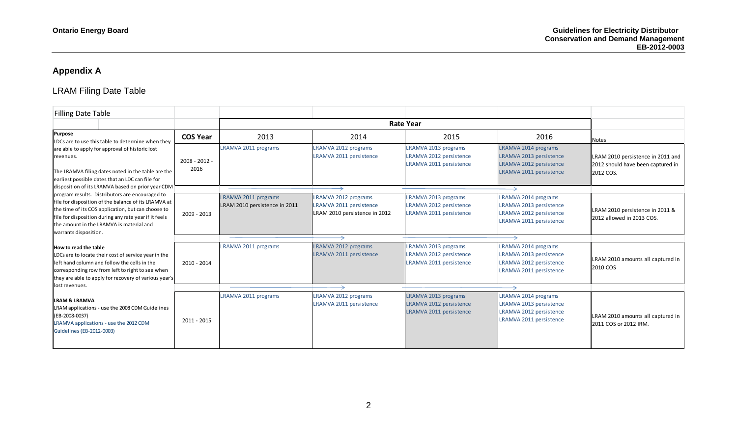## Appendix A

### LRAM Filing Date Table

| Filling Date Table | | | | | | |
|---|---|---|---|---|---|---|
| | | **Rate Year** | | | | |
| **Purpose**<br>LDCs are to use this table to determine when they are able to apply for approval of historic lost revenues.<br><br>The LRAMVA filing dates noted in the table are the earliest possible dates that an LDC can file for disposition of its LRAMVA based on prior year CDM program results. Distributors are encouraged to file for disposition of the balance of its LRAMVA at the time of its COS application, but can choose to file for disposition during any rate year if it feels the amount in the LRAMVA is material and warrants disposition.<br><br>**How to read the table**<br>LDCs are to locate their cost of service year in the left hand column and follow the cells in the corresponding row from left to right to see when they are able to apply for recovery of various year's lost revenues.<br><br>**LRAM & LRAMVA**<br>LRAM applications - use the 2008 CDM Guidelines (EB-2008-0037)<br>LRAMVA applications - use the 2012 CDM Guidelines (EB-2012-0003) | **COS Year** | 2013 | 2014 | 2015 | 2016 | Notes |
| | 2008 - 2012 - 2016 | LRAMVA 2011 programs | LRAMVA 2012 programs<br>LRAMVA 2011 persistence | LRAMVA 2013 programs<br>LRAMVA 2012 persistence<br>LRAMVA 2011 persistence | LRAMVA 2014 programs<br>LRAMVA 2013 persistence<br>LRAMVA 2012 persistence<br>LRAMVA 2011 persistence | LRAM 2010 persistence in 2011 and 2012 should have been captured in 2012 COS. |
| | 2009 - 2013 | LRAMVA 2011 programs<br>LRAM 2010 persistence in 2011 | LRAMVA 2012 programs<br>LRAMVA 2011 persistence<br>LRAM 2010 persistence in 2012 | LRAMVA 2013 programs<br>LRAMVA 2012 persistence<br>LRAMVA 2011 persistence | LRAMVA 2014 programs<br>LRAMVA 2013 persistence<br>LRAMVA 2012 persistence<br>LRAMVA 2011 persistence | LRAM 2010 persistence in 2011 & 2012 allowed in 2013 COS. |
| | 2010 - 2014 | LRAMVA 2011 programs | LRAMVA 2012 programs<br>LRAMVA 2011 persistence | LRAMVA 2013 programs<br>LRAMVA 2012 persistence<br>LRAMVA 2011 persistence | LRAMVA 2014 programs<br>LRAMVA 2013 persistence<br>LRAMVA 2012 persistence<br>LRAMVA 2011 persistence | LRAM 2010 amounts all captured in 2010 COS |
| | 2011 - 2015 | LRAMVA 2011 programs | LRAMVA 2012 programs<br>LRAMVA 2011 persistence | LRAMVA 2013 programs<br>LRAMVA 2012 persistence<br>LRAMVA 2011 persistence | LRAMVA 2014 programs<br>LRAMVA 2013 persistence<br>LRAMVA 2012 persistence<br>LRAMVA 2011 persistence | LRAM 2010 amounts all captured in 2011 COS or 2012 IRM. |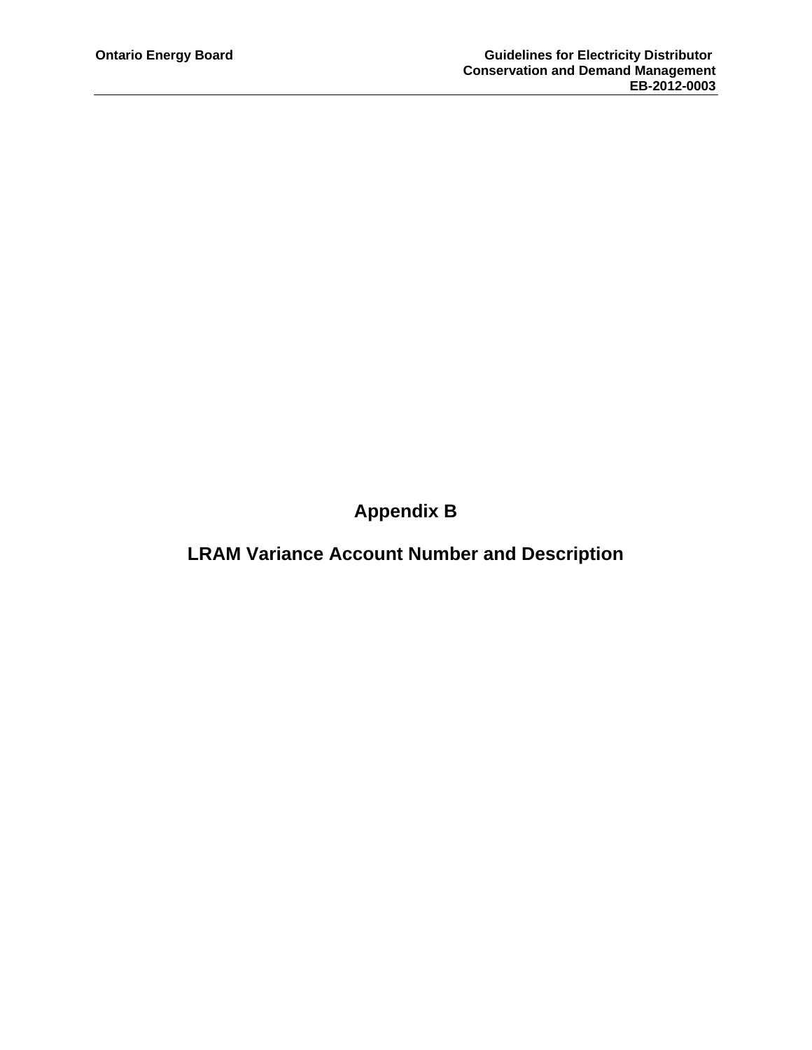# Appendix B

## LRAM Variance Account Number and Description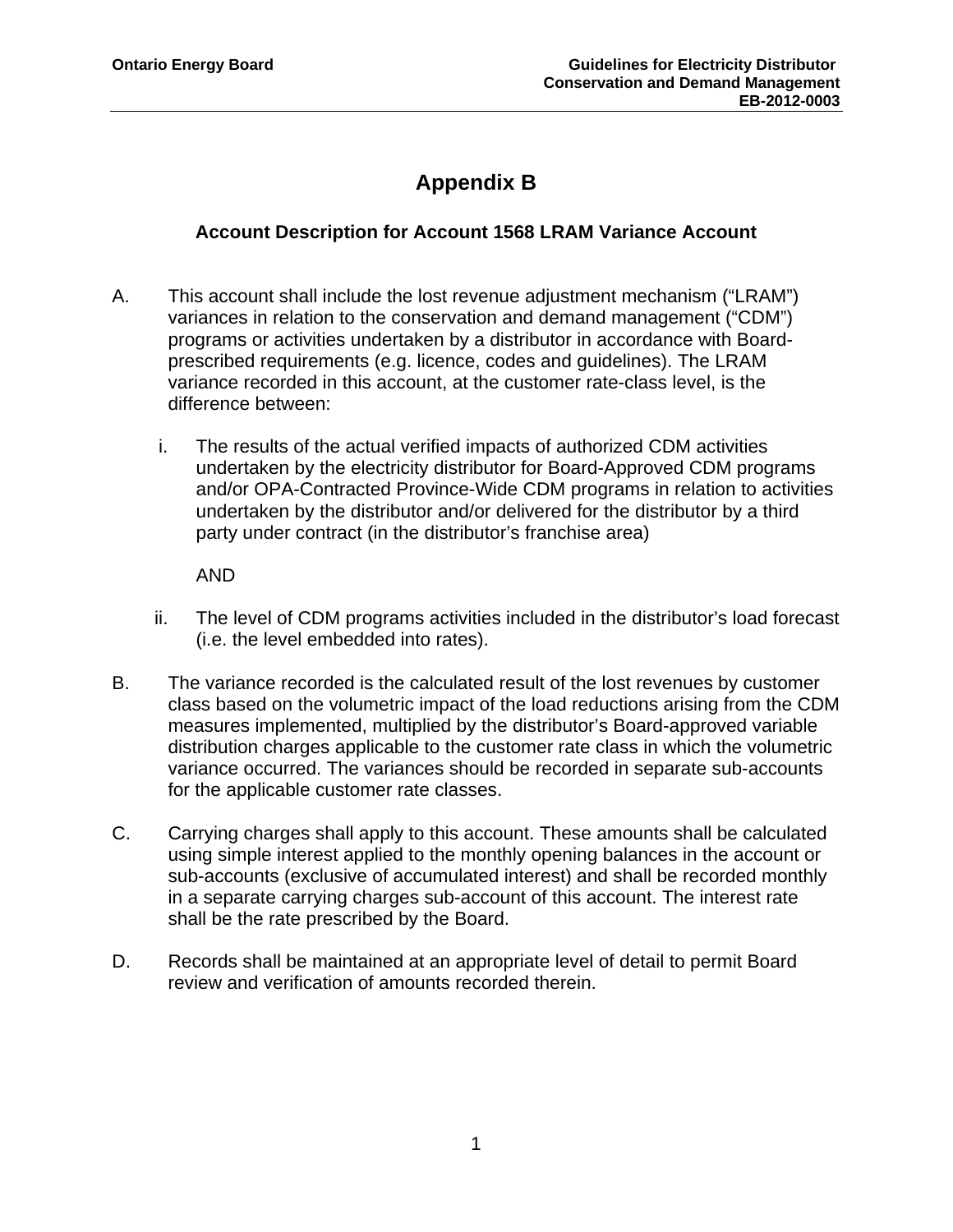# Appendix B

### Account Description for Account 1568 LRAM Variance Account

A. This account shall include the lost revenue adjustment mechanism ("LRAM") variances in relation to the conservation and demand management ("CDM") programs or activities undertaken by a distributor in accordance with Board-prescribed requirements (e.g. licence, codes and guidelines). The LRAM variance recorded in this account, at the customer rate-class level, is the difference between:

   i. The results of the actual verified impacts of authorized CDM activities undertaken by the electricity distributor for Board-Approved CDM programs and/or OPA-Contracted Province-Wide CDM programs in relation to activities undertaken by the distributor and/or delivered for the distributor by a third party under contract (in the distributor's franchise area)

      AND

   ii. The level of CDM programs activities included in the distributor's load forecast (i.e. the level embedded into rates).

B. The variance recorded is the calculated result of the lost revenues by customer class based on the volumetric impact of the load reductions arising from the CDM measures implemented, multiplied by the distributor's Board-approved variable distribution charges applicable to the customer rate class in which the volumetric variance occurred. The variances should be recorded in separate sub-accounts for the applicable customer rate classes.

C. Carrying charges shall apply to this account. These amounts shall be calculated using simple interest applied to the monthly opening balances in the account or sub-accounts (exclusive of accumulated interest) and shall be recorded monthly in a separate carrying charges sub-account of this account. The interest rate shall be the rate prescribed by the Board.

D. Records shall be maintained at an appropriate level of detail to permit Board review and verification of amounts recorded therein.